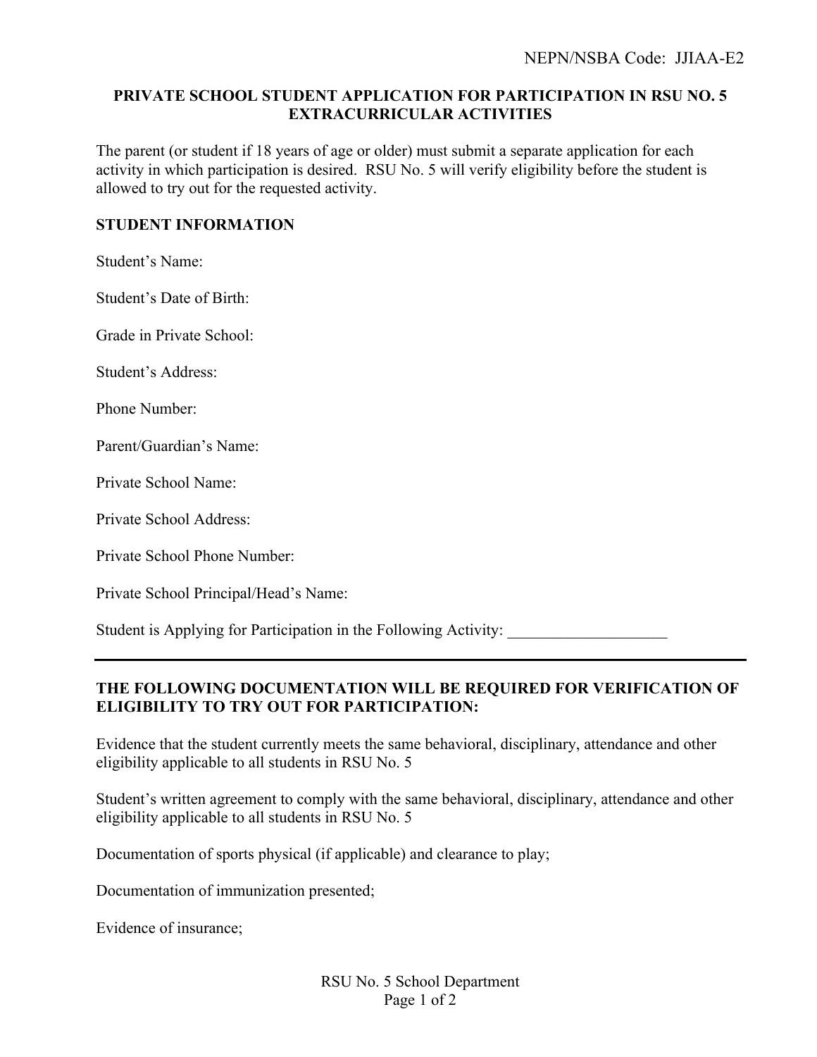NEPN/NSBA Code: JJIAA-E2

# PRIVATE SCHOOL STUDENT APPLICATION FOR PARTICIPATION IN RSU NO. 5 EXTRACURRICULAR ACTIVITIES

The parent (or student if 18 years of age or older) must submit a separate application for each activity in which participation is desired. RSU No. 5 will verify eligibility before the student is allowed to try out for the requested activity.

## STUDENT INFORMATION

Student's Name:

Student's Date of Birth:

Grade in Private School:

Student's Address:

Phone Number:

Parent/Guardian's Name:

Private School Name:

Private School Address:

Private School Phone Number:

Private School Principal/Head's Name:

Student is Applying for Participation in the Following Activity: ____________________

---

## THE FOLLOWING DOCUMENTATION WILL BE REQUIRED FOR VERIFICATION OF ELIGIBILITY TO TRY OUT FOR PARTICIPATION:

Evidence that the student currently meets the same behavioral, disciplinary, attendance and other eligibility applicable to all students in RSU No. 5

Student's written agreement to comply with the same behavioral, disciplinary, attendance and other eligibility applicable to all students in RSU No. 5

Documentation of sports physical (if applicable) and clearance to play;

Documentation of immunization presented;

Evidence of insurance;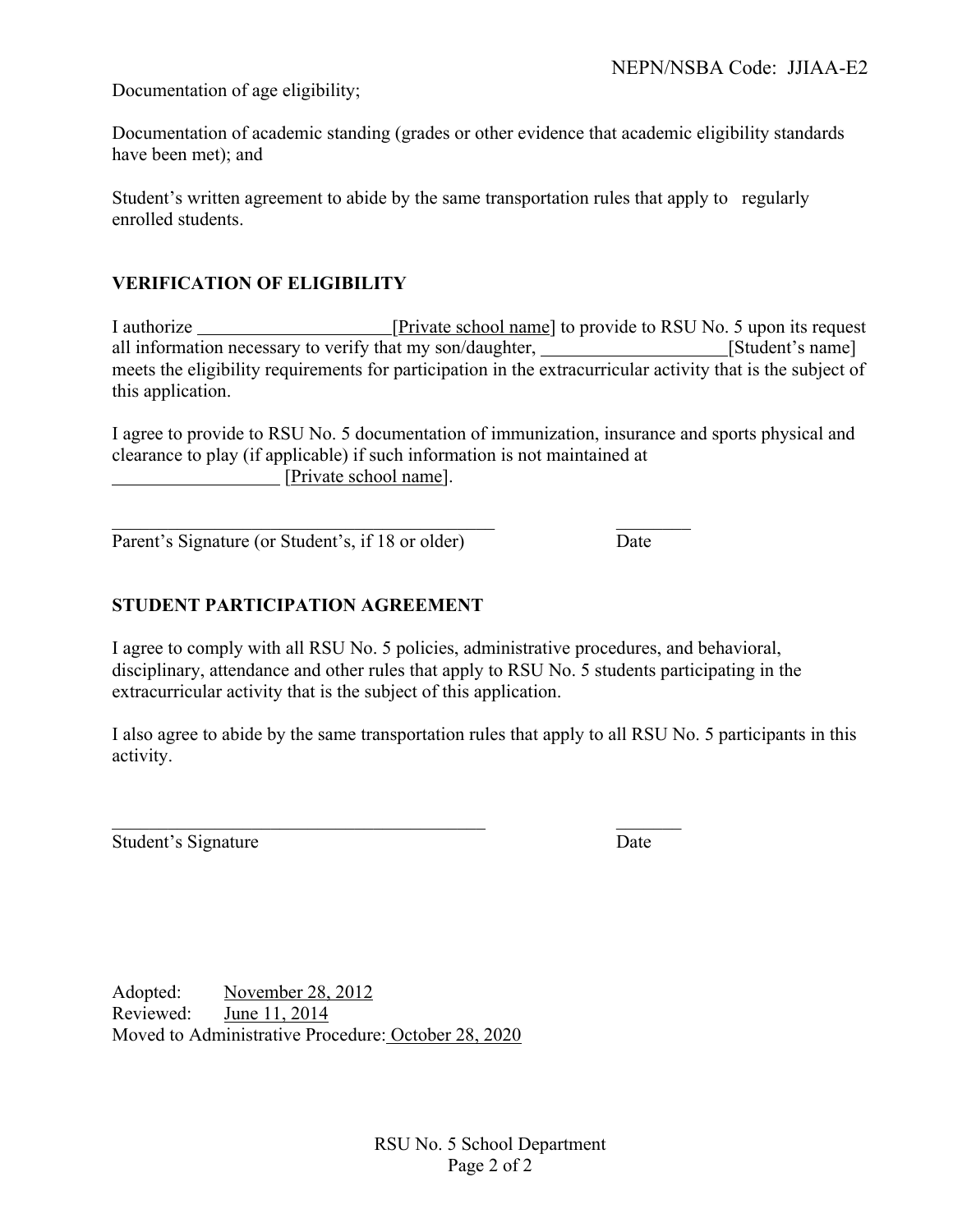Documentation of age eligibility;

Documentation of academic standing (grades or other evidence that academic eligibility standards have been met); and

Student's written agreement to abide by the same transportation rules that apply to regularly enrolled students.

## VERIFICATION OF ELIGIBILITY

I authorize _____________________[Private school name] to provide to RSU No. 5 upon its request all information necessary to verify that my son/daughter, ____________________[Student's name] meets the eligibility requirements for participation in the extracurricular activity that is the subject of this application.

I agree to provide to RSU No. 5 documentation of immunization, insurance and sports physical and clearance to play (if applicable) if such information is not maintained at __________________ [Private school name].

__________________________________________ ________

Parent's Signature (or Student's, if 18 or older) Date

## STUDENT PARTICIPATION AGREEMENT

I agree to comply with all RSU No. 5 policies, administrative procedures, and behavioral, disciplinary, attendance and other rules that apply to RSU No. 5 students participating in the extracurricular activity that is the subject of this application.

I also agree to abide by the same transportation rules that apply to all RSU No. 5 participants in this activity.

__________________________________________ _______

Student's Signature Date

Adopted: November 28, 2012
Reviewed: June 11, 2014
Moved to Administrative Procedure: October 28, 2020